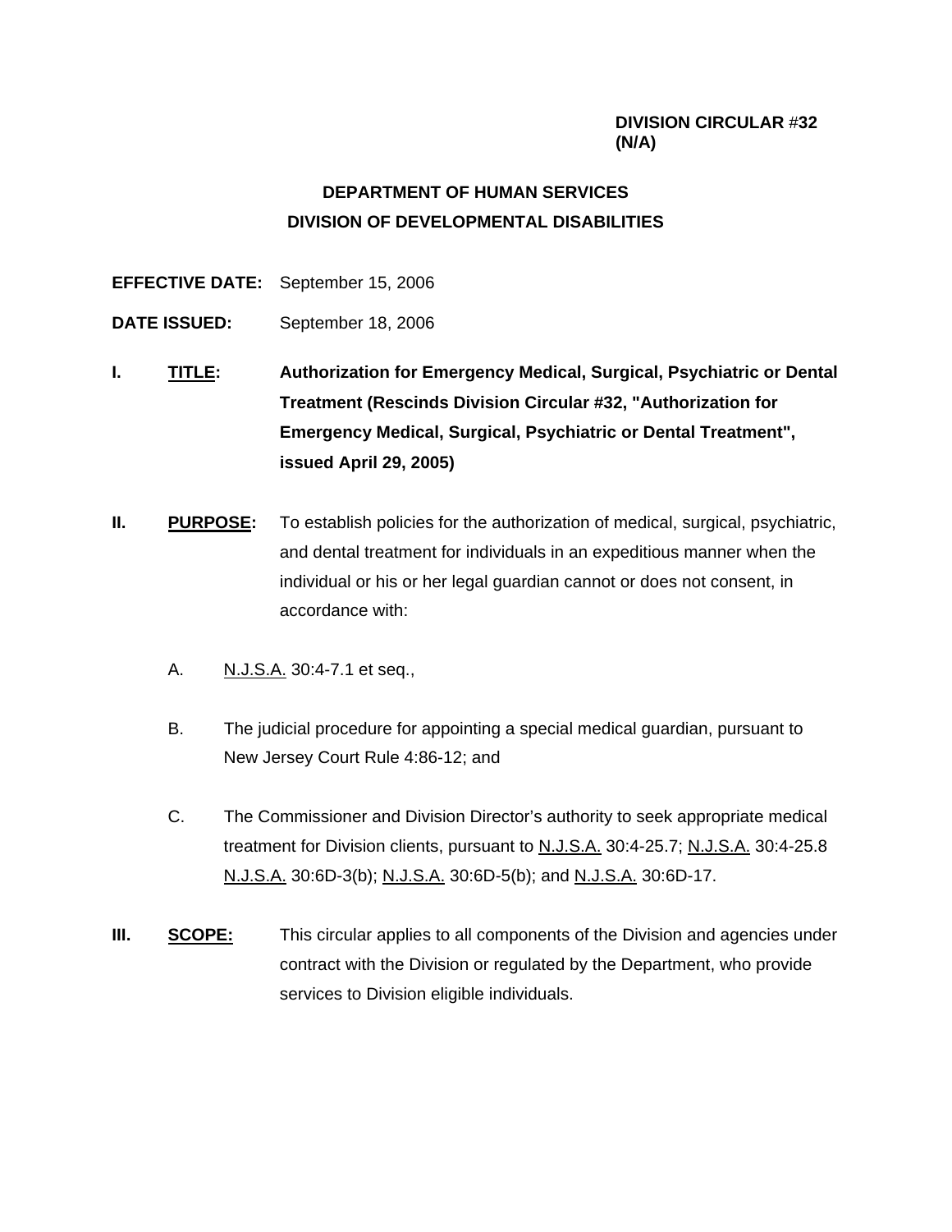**DIVISION CIRCULAR #32**
**(N/A)**

## DEPARTMENT OF HUMAN SERVICES
## DIVISION OF DEVELOPMENTAL DISABILITIES

**EFFECTIVE DATE:** September 15, 2006

**DATE ISSUED:** September 18, 2006

**I. TITLE:** **Authorization for Emergency Medical, Surgical, Psychiatric or Dental Treatment (Rescinds Division Circular #32, "Authorization for Emergency Medical, Surgical, Psychiatric or Dental Treatment", issued April 29, 2005)**

**II. PURPOSE:** To establish policies for the authorization of medical, surgical, psychiatric, and dental treatment for individuals in an expeditious manner when the individual or his or her legal guardian cannot or does not consent, in accordance with:

A. N.J.S.A. 30:4-7.1 et seq.,

B. The judicial procedure for appointing a special medical guardian, pursuant to New Jersey Court Rule 4:86-12; and

C. The Commissioner and Division Director's authority to seek appropriate medical treatment for Division clients, pursuant to N.J.S.A. 30:4-25.7; N.J.S.A. 30:4-25.8 N.J.S.A. 30:6D-3(b); N.J.S.A. 30:6D-5(b); and N.J.S.A. 30:6D-17.

**III. SCOPE:** This circular applies to all components of the Division and agencies under contract with the Division or regulated by the Department, who provide services to Division eligible individuals.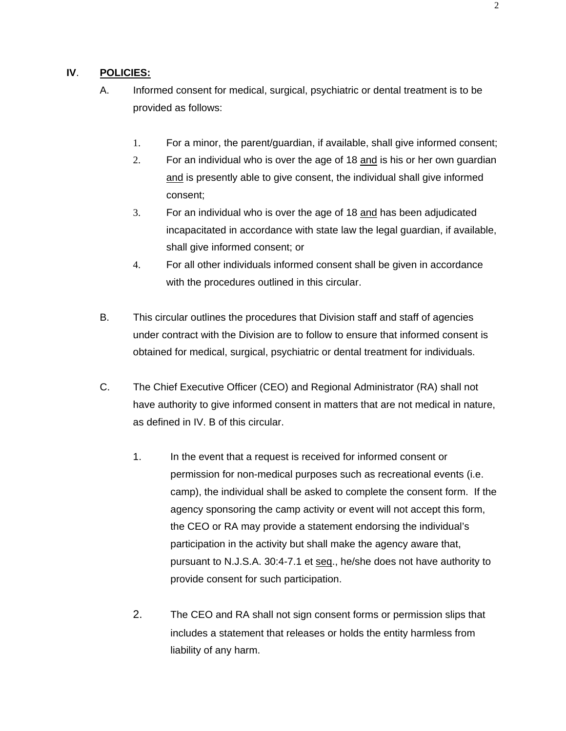## IV. <u>POLICIES:</u>

A. Informed consent for medical, surgical, psychiatric or dental treatment is to be provided as follows:

1. For a minor, the parent/guardian, if available, shall give informed consent;
2. For an individual who is over the age of 18 <u>and</u> is his or her own guardian <u>and</u> is presently able to give consent, the individual shall give informed consent;
3. For an individual who is over the age of 18 <u>and</u> has been adjudicated incapacitated in accordance with state law the legal guardian, if available, shall give informed consent; or
4. For all other individuals informed consent shall be given in accordance with the procedures outlined in this circular.

B. This circular outlines the procedures that Division staff and staff of agencies under contract with the Division are to follow to ensure that informed consent is obtained for medical, surgical, psychiatric or dental treatment for individuals.

C. The Chief Executive Officer (CEO) and Regional Administrator (RA) shall not have authority to give informed consent in matters that are not medical in nature, as defined in IV. B of this circular.

1. In the event that a request is received for informed consent or permission for non-medical purposes such as recreational events (i.e. camp), the individual shall be asked to complete the consent form. If the agency sponsoring the camp activity or event will not accept this form, the CEO or RA may provide a statement endorsing the individual's participation in the activity but shall make the agency aware that, pursuant to N.J.S.A. 30:4-7.1 et <u>seq</u>., he/she does not have authority to provide consent for such participation.

2. The CEO and RA shall not sign consent forms or permission slips that includes a statement that releases or holds the entity harmless from liability of any harm.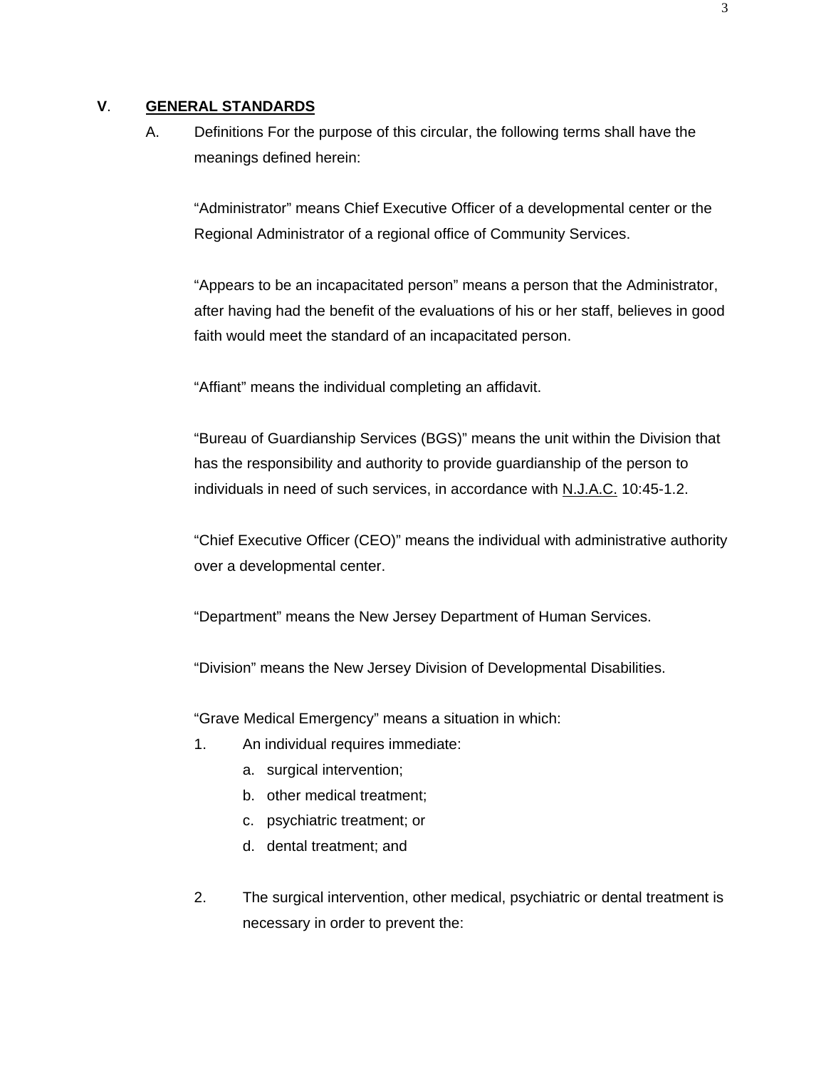## V. **GENERAL STANDARDS**

A. Definitions For the purpose of this circular, the following terms shall have the meanings defined herein:

"Administrator" means Chief Executive Officer of a developmental center or the Regional Administrator of a regional office of Community Services.

"Appears to be an incapacitated person" means a person that the Administrator, after having had the benefit of the evaluations of his or her staff, believes in good faith would meet the standard of an incapacitated person.

"Affiant" means the individual completing an affidavit.

"Bureau of Guardianship Services (BGS)" means the unit within the Division that has the responsibility and authority to provide guardianship of the person to individuals in need of such services, in accordance with N.J.A.C. 10:45-1.2.

"Chief Executive Officer (CEO)" means the individual with administrative authority over a developmental center.

"Department" means the New Jersey Department of Human Services.

"Division" means the New Jersey Division of Developmental Disabilities.

"Grave Medical Emergency" means a situation in which:

1. An individual requires immediate:
   a. surgical intervention;
   b. other medical treatment;
   c. psychiatric treatment; or
   d. dental treatment; and

2. The surgical intervention, other medical, psychiatric or dental treatment is necessary in order to prevent the: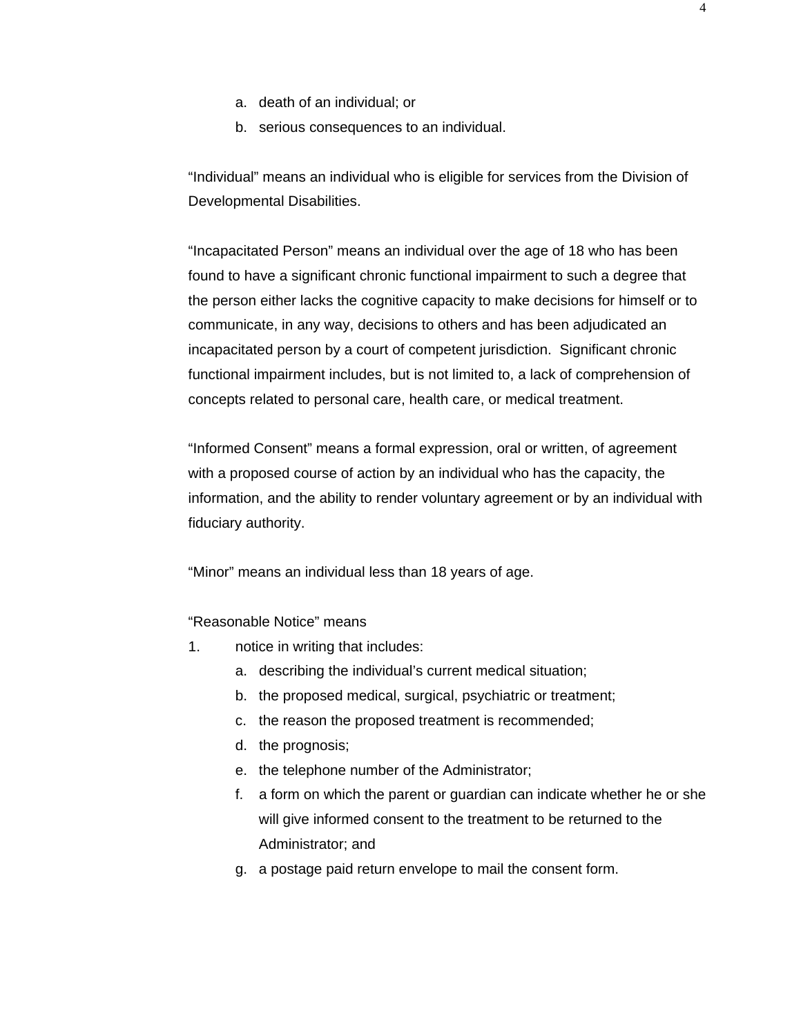a. death of an individual; or
b. serious consequences to an individual.

"Individual" means an individual who is eligible for services from the Division of Developmental Disabilities.

"Incapacitated Person" means an individual over the age of 18 who has been found to have a significant chronic functional impairment to such a degree that the person either lacks the cognitive capacity to make decisions for himself or to communicate, in any way, decisions to others and has been adjudicated an incapacitated person by a court of competent jurisdiction. Significant chronic functional impairment includes, but is not limited to, a lack of comprehension of concepts related to personal care, health care, or medical treatment.

"Informed Consent" means a formal expression, oral or written, of agreement with a proposed course of action by an individual who has the capacity, the information, and the ability to render voluntary agreement or by an individual with fiduciary authority.

"Minor" means an individual less than 18 years of age.

"Reasonable Notice" means

1. notice in writing that includes:
   a. describing the individual's current medical situation;
   b. the proposed medical, surgical, psychiatric or treatment;
   c. the reason the proposed treatment is recommended;
   d. the prognosis;
   e. the telephone number of the Administrator;
   f. a form on which the parent or guardian can indicate whether he or she will give informed consent to the treatment to be returned to the Administrator; and
   g. a postage paid return envelope to mail the consent form.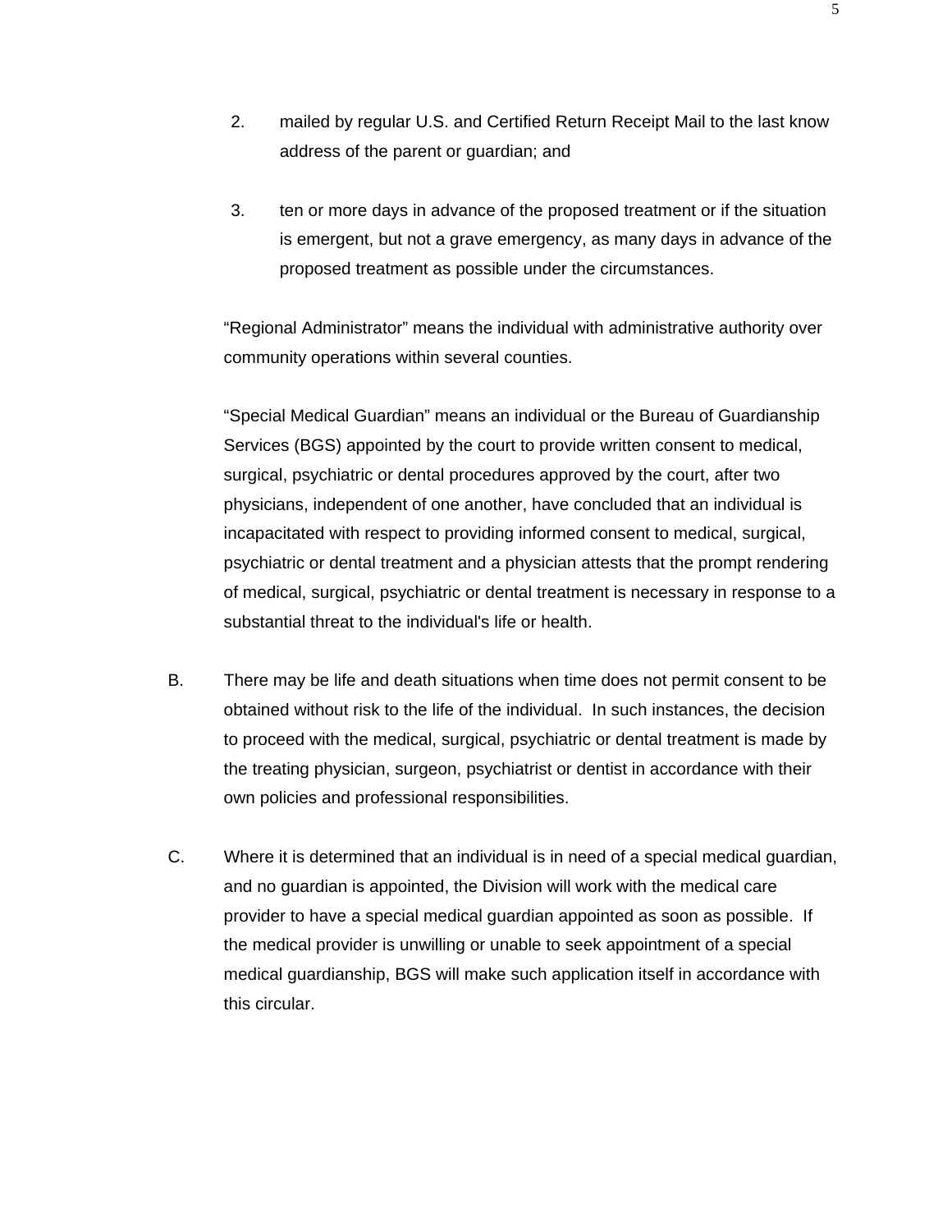2. mailed by regular U.S. and Certified Return Receipt Mail to the last know address of the parent or guardian; and

3. ten or more days in advance of the proposed treatment or if the situation is emergent, but not a grave emergency, as many days in advance of the proposed treatment as possible under the circumstances.

"Regional Administrator" means the individual with administrative authority over community operations within several counties.

"Special Medical Guardian" means an individual or the Bureau of Guardianship Services (BGS) appointed by the court to provide written consent to medical, surgical, psychiatric or dental procedures approved by the court, after two physicians, independent of one another, have concluded that an individual is incapacitated with respect to providing informed consent to medical, surgical, psychiatric or dental treatment and a physician attests that the prompt rendering of medical, surgical, psychiatric or dental treatment is necessary in response to a substantial threat to the individual's life or health.

B. There may be life and death situations when time does not permit consent to be obtained without risk to the life of the individual. In such instances, the decision to proceed with the medical, surgical, psychiatric or dental treatment is made by the treating physician, surgeon, psychiatrist or dentist in accordance with their own policies and professional responsibilities.

C. Where it is determined that an individual is in need of a special medical guardian, and no guardian is appointed, the Division will work with the medical care provider to have a special medical guardian appointed as soon as possible. If the medical provider is unwilling or unable to seek appointment of a special medical guardianship, BGS will make such application itself in accordance with this circular.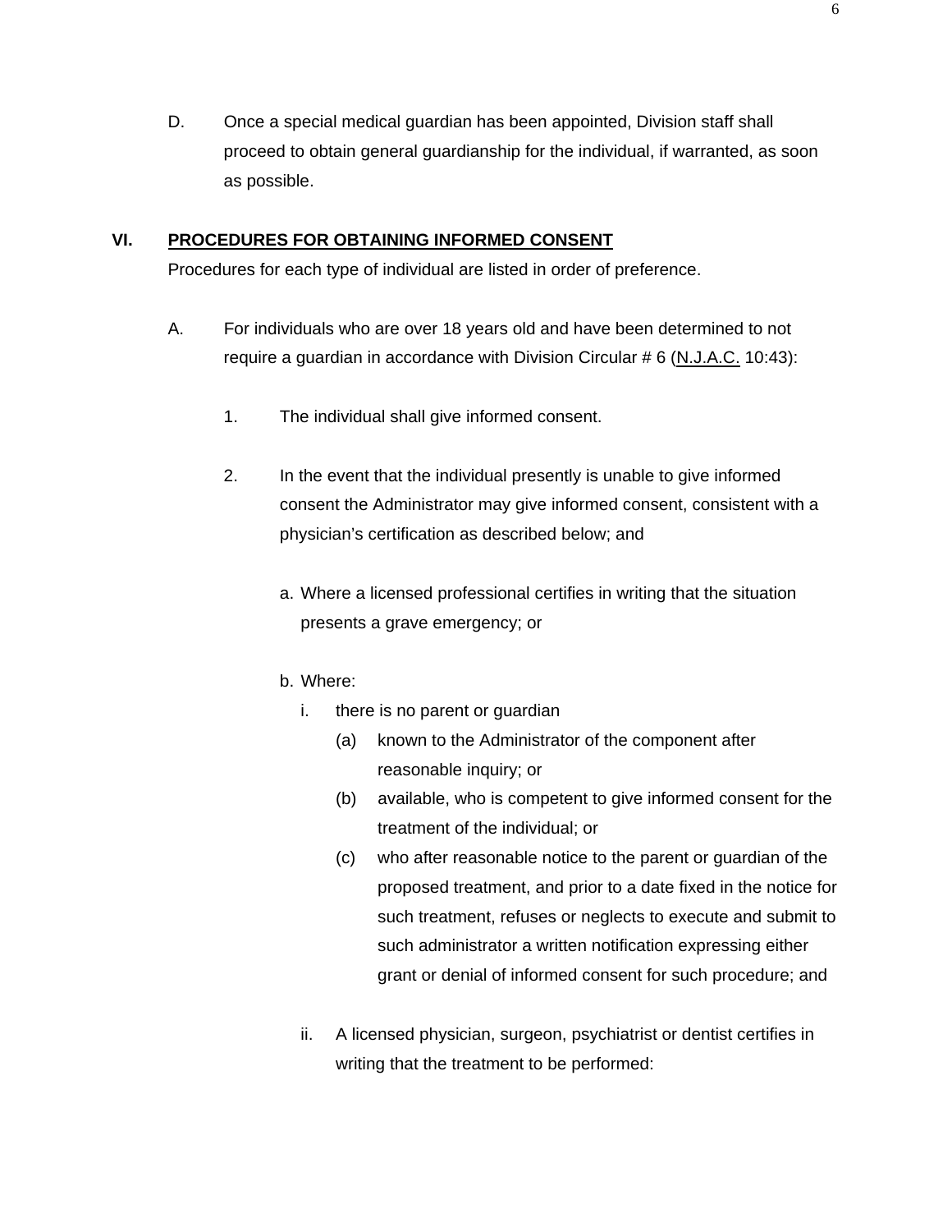D. Once a special medical guardian has been appointed, Division staff shall proceed to obtain general guardianship for the individual, if warranted, as soon as possible.

## VI. PROCEDURES FOR OBTAINING INFORMED CONSENT

Procedures for each type of individual are listed in order of preference.

A. For individuals who are over 18 years old and have been determined to not require a guardian in accordance with Division Circular # 6 (N.J.A.C. 10:43):

1. The individual shall give informed consent.

2. In the event that the individual presently is unable to give informed consent the Administrator may give informed consent, consistent with a physician's certification as described below; and

   a. Where a licensed professional certifies in writing that the situation presents a grave emergency; or

   b. Where:

      i. there is no parent or guardian

         (a) known to the Administrator of the component after reasonable inquiry; or

         (b) available, who is competent to give informed consent for the treatment of the individual; or

         (c) who after reasonable notice to the parent or guardian of the proposed treatment, and prior to a date fixed in the notice for such treatment, refuses or neglects to execute and submit to such administrator a written notification expressing either grant or denial of informed consent for such procedure; and

      ii. A licensed physician, surgeon, psychiatrist or dentist certifies in writing that the treatment to be performed: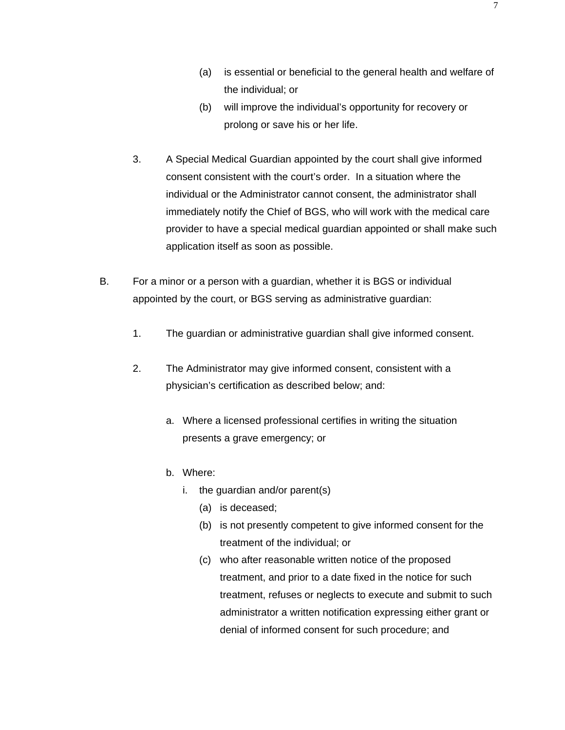(a) is essential or beneficial to the general health and welfare of the individual; or

(b) will improve the individual's opportunity for recovery or prolong or save his or her life.

3. A Special Medical Guardian appointed by the court shall give informed consent consistent with the court's order. In a situation where the individual or the Administrator cannot consent, the administrator shall immediately notify the Chief of BGS, who will work with the medical care provider to have a special medical guardian appointed or shall make such application itself as soon as possible.

B. For a minor or a person with a guardian, whether it is BGS or individual appointed by the court, or BGS serving as administrative guardian:

1. The guardian or administrative guardian shall give informed consent.

2. The Administrator may give informed consent, consistent with a physician's certification as described below; and:

   a. Where a licensed professional certifies in writing the situation presents a grave emergency; or

   b. Where:
      i. the guardian and/or parent(s)
         (a) is deceased;
         (b) is not presently competent to give informed consent for the treatment of the individual; or
         (c) who after reasonable written notice of the proposed treatment, and prior to a date fixed in the notice for such treatment, refuses or neglects to execute and submit to such administrator a written notification expressing either grant or denial of informed consent for such procedure; and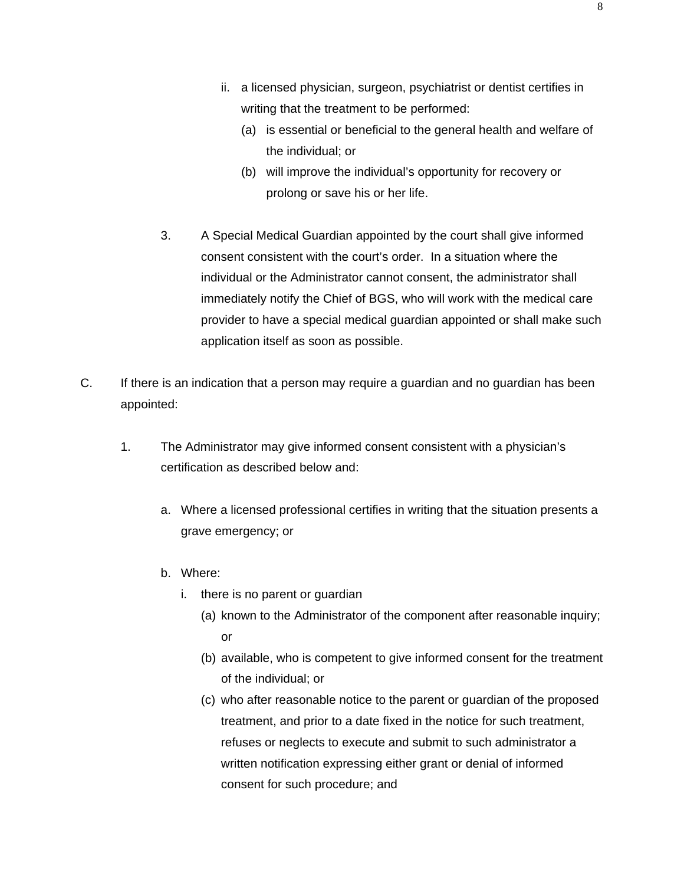ii. a licensed physician, surgeon, psychiatrist or dentist certifies in writing that the treatment to be performed:
   (a) is essential or beneficial to the general health and welfare of the individual; or
   (b) will improve the individual's opportunity for recovery or prolong or save his or her life.

3. A Special Medical Guardian appointed by the court shall give informed consent consistent with the court's order. In a situation where the individual or the Administrator cannot consent, the administrator shall immediately notify the Chief of BGS, who will work with the medical care provider to have a special medical guardian appointed or shall make such application itself as soon as possible.

C. If there is an indication that a person may require a guardian and no guardian has been appointed:

1. The Administrator may give informed consent consistent with a physician's certification as described below and:

a. Where a licensed professional certifies in writing that the situation presents a grave emergency; or

b. Where:
   i. there is no parent or guardian
      (a) known to the Administrator of the component after reasonable inquiry; or
      (b) available, who is competent to give informed consent for the treatment of the individual; or
      (c) who after reasonable notice to the parent or guardian of the proposed treatment, and prior to a date fixed in the notice for such treatment, refuses or neglects to execute and submit to such administrator a written notification expressing either grant or denial of informed consent for such procedure; and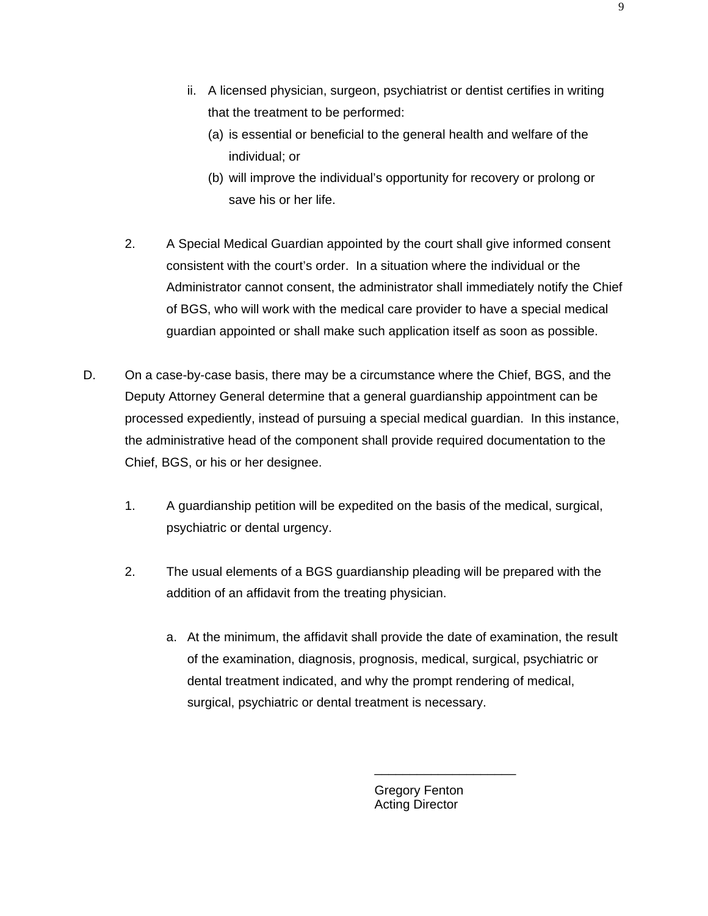- ii. A licensed physician, surgeon, psychiatrist or dentist certifies in writing that the treatment to be performed:
     - (a) is essential or beneficial to the general health and welfare of the individual; or
     - (b) will improve the individual's opportunity for recovery or prolong or save his or her life.

2. A Special Medical Guardian appointed by the court shall give informed consent consistent with the court's order. In a situation where the individual or the Administrator cannot consent, the administrator shall immediately notify the Chief of BGS, who will work with the medical care provider to have a special medical guardian appointed or shall make such application itself as soon as possible.

D. On a case-by-case basis, there may be a circumstance where the Chief, BGS, and the Deputy Attorney General determine that a general guardianship appointment can be processed expediently, instead of pursuing a special medical guardian. In this instance, the administrative head of the component shall provide required documentation to the Chief, BGS, or his or her designee.

   1. A guardianship petition will be expedited on the basis of the medical, surgical, psychiatric or dental urgency.

   2. The usual elements of a BGS guardianship pleading will be prepared with the addition of an affidavit from the treating physician.

      a. At the minimum, the affidavit shall provide the date of examination, the result of the examination, diagnosis, prognosis, medical, surgical, psychiatric or dental treatment indicated, and why the prompt rendering of medical, surgical, psychiatric or dental treatment is necessary.

____________________

Gregory Fenton
Acting Director